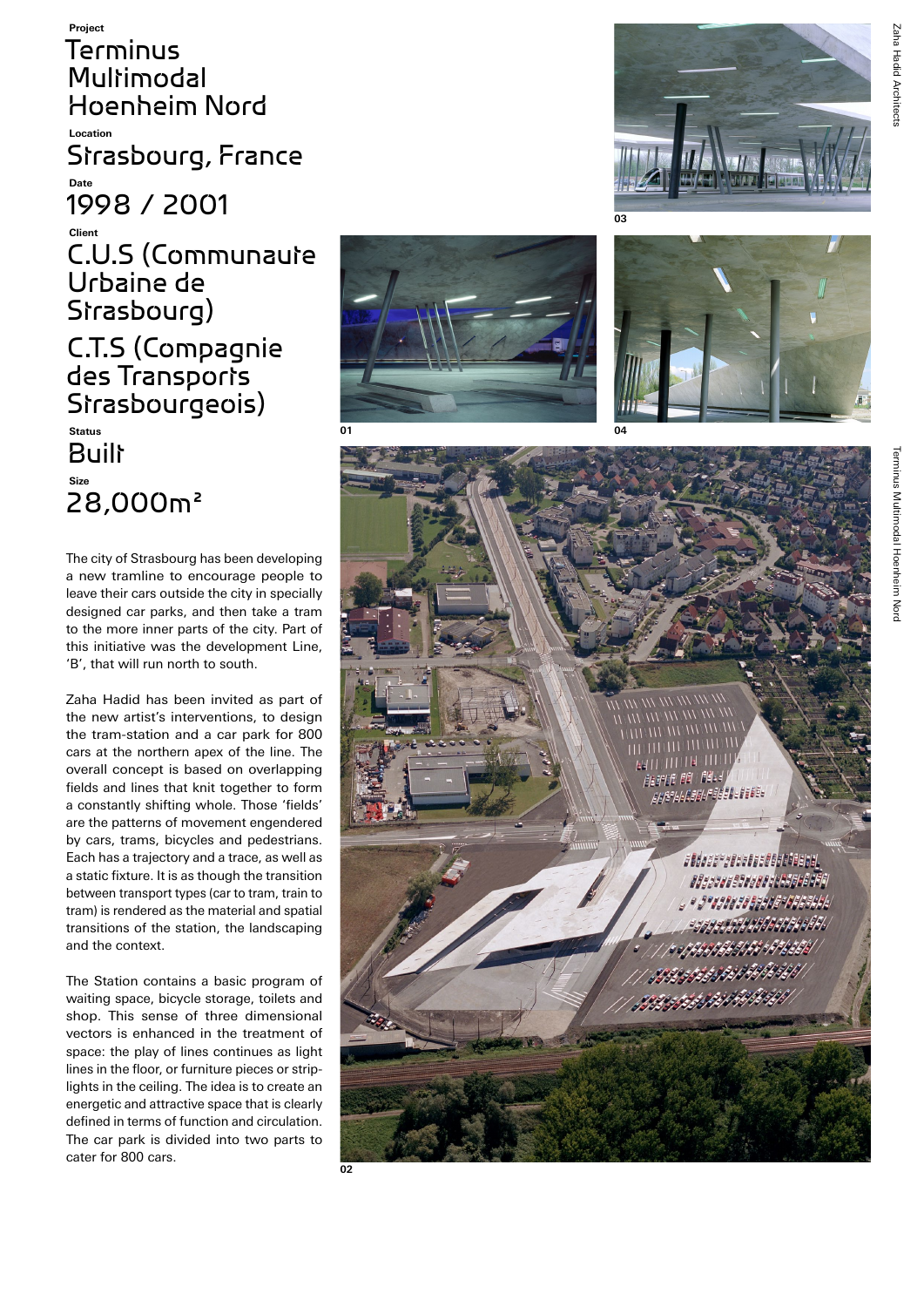Project

# Terminus Multimodal Hoenheim Nord

Location

## Strasbourg, France

Date

## 1998 / 2001

Client

## C.U.S (Communaute Urbaine de Strasbourg)

## C.T.S (Compagnie des Transports Strasbourgeois)

Status

## Built

Size

## 28,000m²

The city of Strasbourg has been developing a new tramline to encourage people to leave their cars outside the city in specially designed car parks, and then take a tram to the more inner parts of the city. Part of this initiative was the development Line, 'B', that will run north to south.

Zaha Hadid has been invited as part of the new artist's interventions, to design the tram-station and a car park for 800 cars at the northern apex of the line. The overall concept is based on overlapping fields and lines that knit together to form a constantly shifting whole. Those 'fields' are the patterns of movement engendered by cars, trams, bicycles and pedestrians. Each has a trajectory and a trace, as well as a static fixture. It is as though the transition between transport types (car to tram, train to tram) is rendered as the material and spatial transitions of the station, the landscaping and the context.

The Station contains a basic program of waiting space, bicycle storage, toilets and shop. This sense of three dimensional vectors is enhanced in the treatment of space: the play of lines continues as light lines in the floor, or furniture pieces or strip-lights in the ceiling. The idea is to create an energetic and attractive space that is clearly defined in terms of function and circulation. The car park is divided into two parts to cater for 800 cars.

03

01

04

02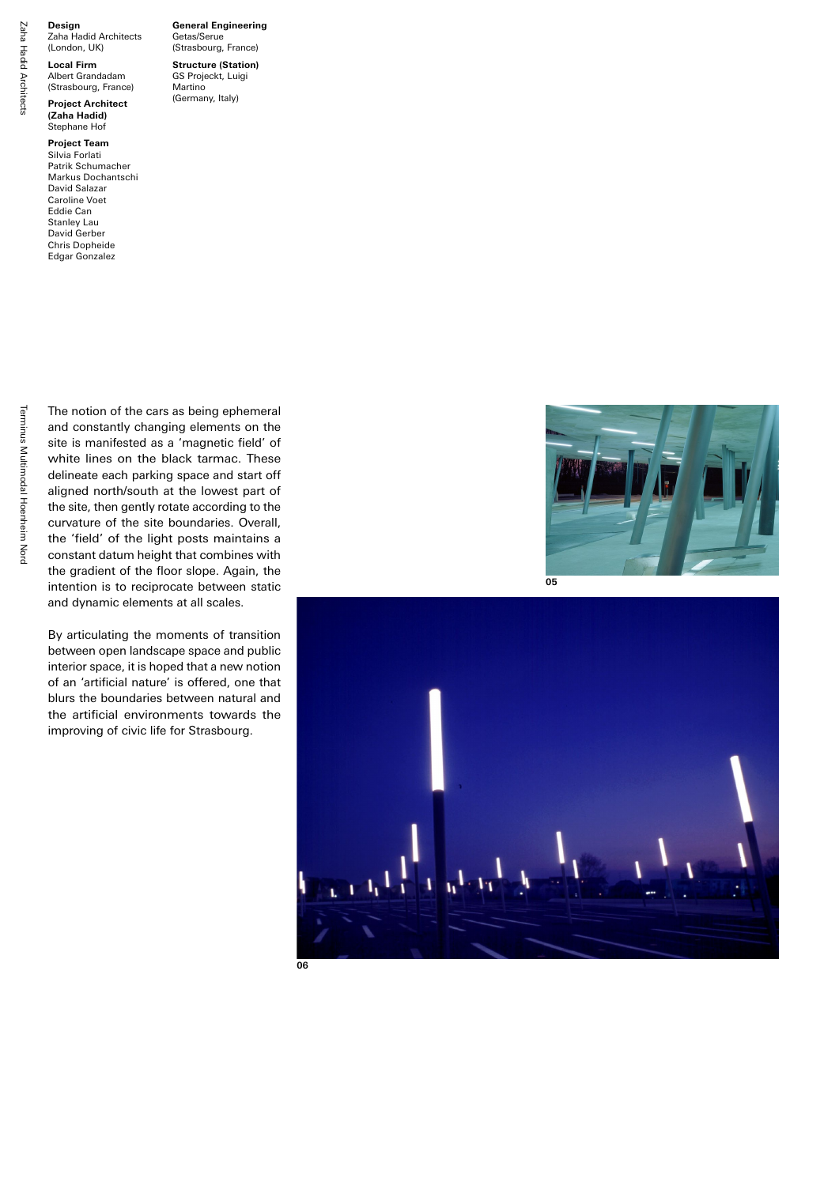**Design**
Zaha Hadid Architects
(London, UK)

**Local Firm**
Albert Grandadam
(Strasbourg, France)

**Project Architect (Zaha Hadid)**
Stephane Hof

**Project Team**
Silvia Forlati
Patrik Schumacher
Markus Dochantschi
David Salazar
Caroline Voet
Eddie Can
Stanley Lau
David Gerber
Chris Dopheide
Edgar Gonzalez

**General Engineering**
Getas/Serue
(Strasbourg, France)

**Structure (Station)**
GS Projeckt, Luigi Martino
(Germany, Italy)

The notion of the cars as being ephemeral and constantly changing elements on the site is manifested as a 'magnetic field' of white lines on the black tarmac. These delineate each parking space and start off aligned north/south at the lowest part of the site, then gently rotate according to the curvature of the site boundaries. Overall, the 'field' of the light posts maintains a constant datum height that combines with the gradient of the floor slope. Again, the intention is to reciprocate between static and dynamic elements at all scales.

By articulating the moments of transition between open landscape space and public interior space, it is hoped that a new notion of an 'artificial nature' is offered, one that blurs the boundaries between natural and the artificial environments towards the improving of civic life for Strasbourg.

05

06